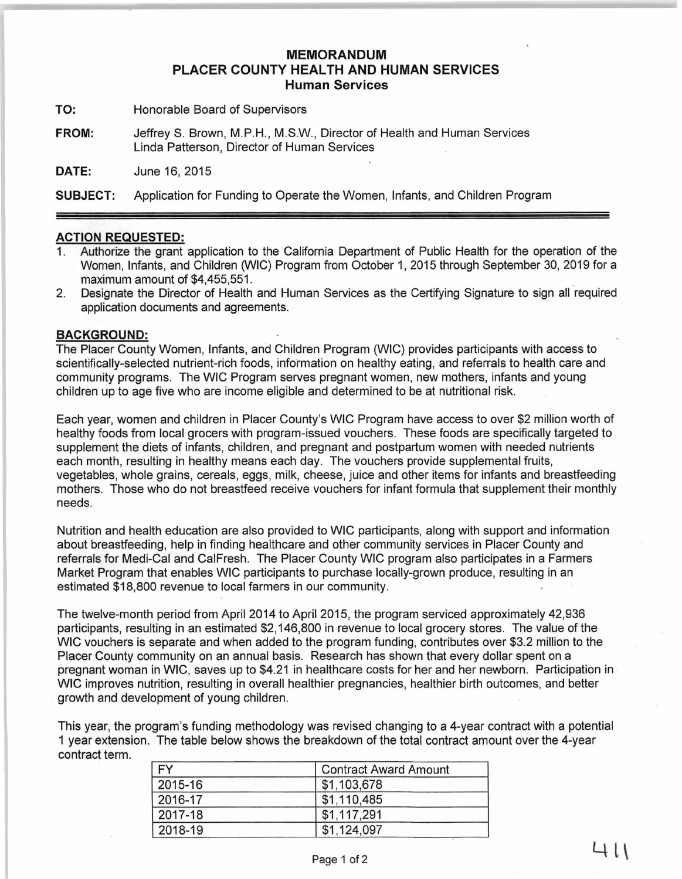# MEMORANDUM
## PLACER COUNTY HEALTH AND HUMAN SERVICES
### Human Services

**TO:** Honorable Board of Supervisors

**FROM:** Jeffrey S. Brown, M.P.H., M.S.W., Director of Health and Human Services
Linda Patterson, Director of Human Services

**DATE:** June 16, 2015

**SUBJECT:** Application for Funding to Operate the Women, Infants, and Children Program

---

**ACTION REQUESTED:**

1. Authorize the grant application to the California Department of Public Health for the operation of the Women, Infants, and Children (WIC) Program from October 1, 2015 through September 30, 2019 for a maximum amount of $4,455,551.
2. Designate the Director of Health and Human Services as the Certifying Signature to sign all required application documents and agreements.

**BACKGROUND:**

The Placer County Women, Infants, and Children Program (WIC) provides participants with access to scientifically-selected nutrient-rich foods, information on healthy eating, and referrals to health care and community programs. The WIC Program serves pregnant women, new mothers, infants and young children up to age five who are income eligible and determined to be at nutritional risk.

Each year, women and children in Placer County's WIC Program have access to over $2 million worth of healthy foods from local grocers with program-issued vouchers. These foods are specifically targeted to supplement the diets of infants, children, and pregnant and postpartum women with needed nutrients each month, resulting in healthy means each day. The vouchers provide supplemental fruits, vegetables, whole grains, cereals, eggs, milk, cheese, juice and other items for infants and breastfeeding mothers. Those who do not breastfeed receive vouchers for infant formula that supplement their monthly needs.

Nutrition and health education are also provided to WIC participants, along with support and information about breastfeeding, help in finding healthcare and other community services in Placer County and referrals for Medi-Cal and CalFresh. The Placer County WIC program also participates in a Farmers Market Program that enables WIC participants to purchase locally-grown produce, resulting in an estimated $18,800 revenue to local farmers in our community.

The twelve-month period from April 2014 to April 2015, the program serviced approximately 42,936 participants, resulting in an estimated $2,146,800 in revenue to local grocery stores. The value of the WIC vouchers is separate and when added to the program funding, contributes over $3.2 million to the Placer County community on an annual basis. Research has shown that every dollar spent on a pregnant woman in WIC, saves up to $4.21 in healthcare costs for her and her newborn. Participation in WIC improves nutrition, resulting in overall healthier pregnancies, healthier birth outcomes, and better growth and development of young children.

This year, the program's funding methodology was revised changing to a 4-year contract with a potential 1 year extension. The table below shows the breakdown of the total contract amount over the 4-year contract term.

| FY | Contract Award Amount |
|---|---|
| 2015-16 | $1,103,678 |
| 2016-17 | $1,110,485 |
| 2017-18 | $1,117,291 |
| 2018-19 | $1,124,097 |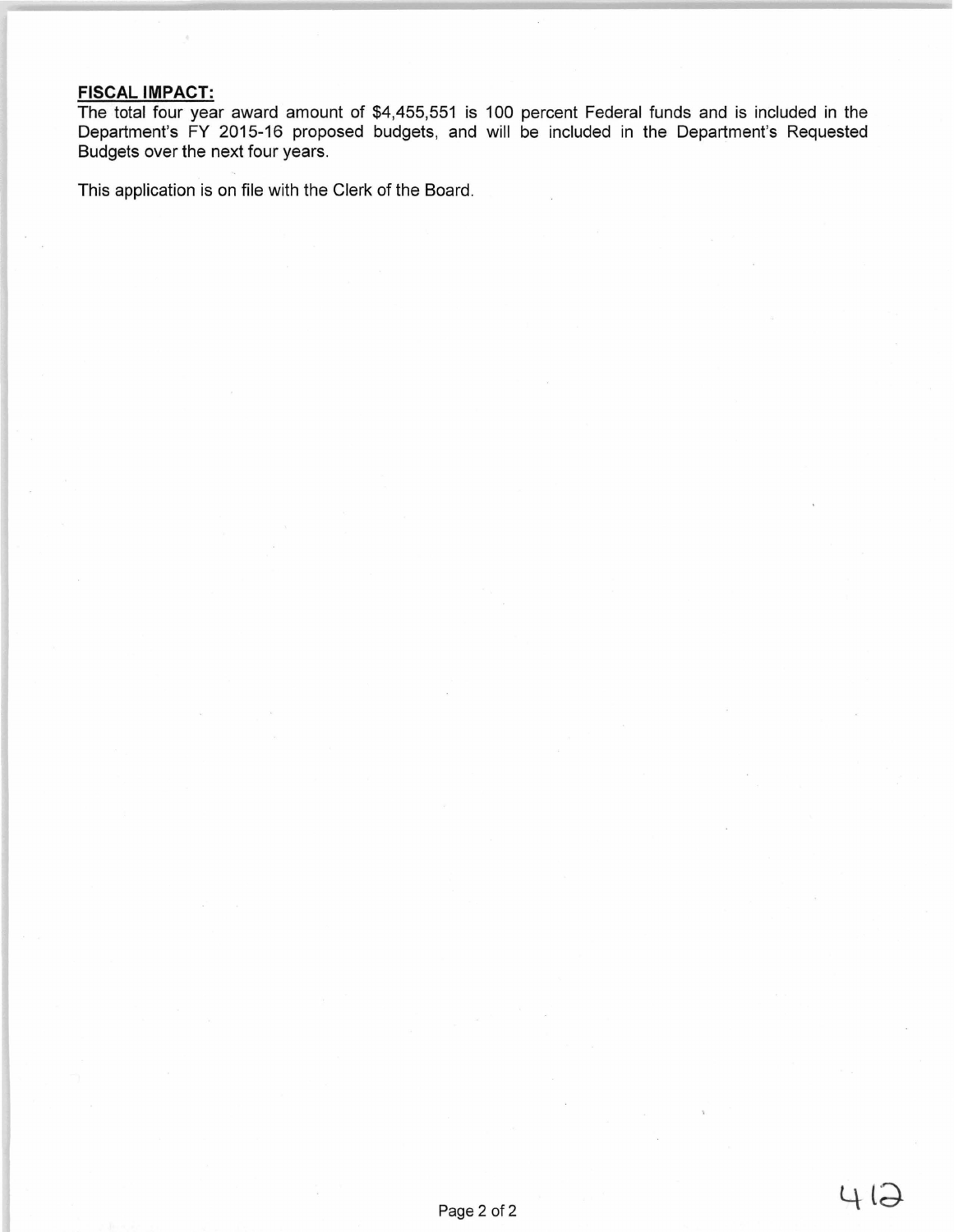**FISCAL IMPACT:**

The total four year award amount of $4,455,551 is 100 percent Federal funds and is included in the Department's FY 2015-16 proposed budgets, and will be included in the Department's Requested Budgets over the next four years.

This application is on file with the Clerk of the Board.